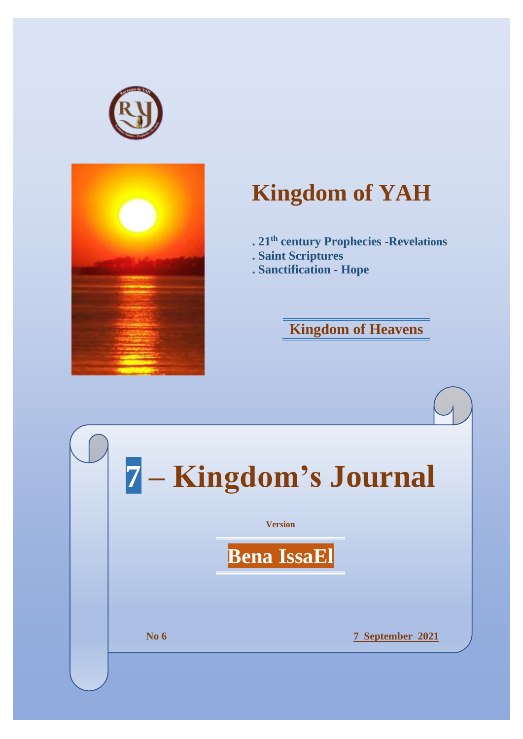# Kingdom of YAH

**. 21$^{th}$ century Prophecies -Revelations**
**. Saint Scriptures**
**. Sanctification - Hope**

**Kingdom of Heavens**

# 7 – Kingdom's Journal

**Version**

**Bena IssaEl**

**No 6**

**7 September 2021**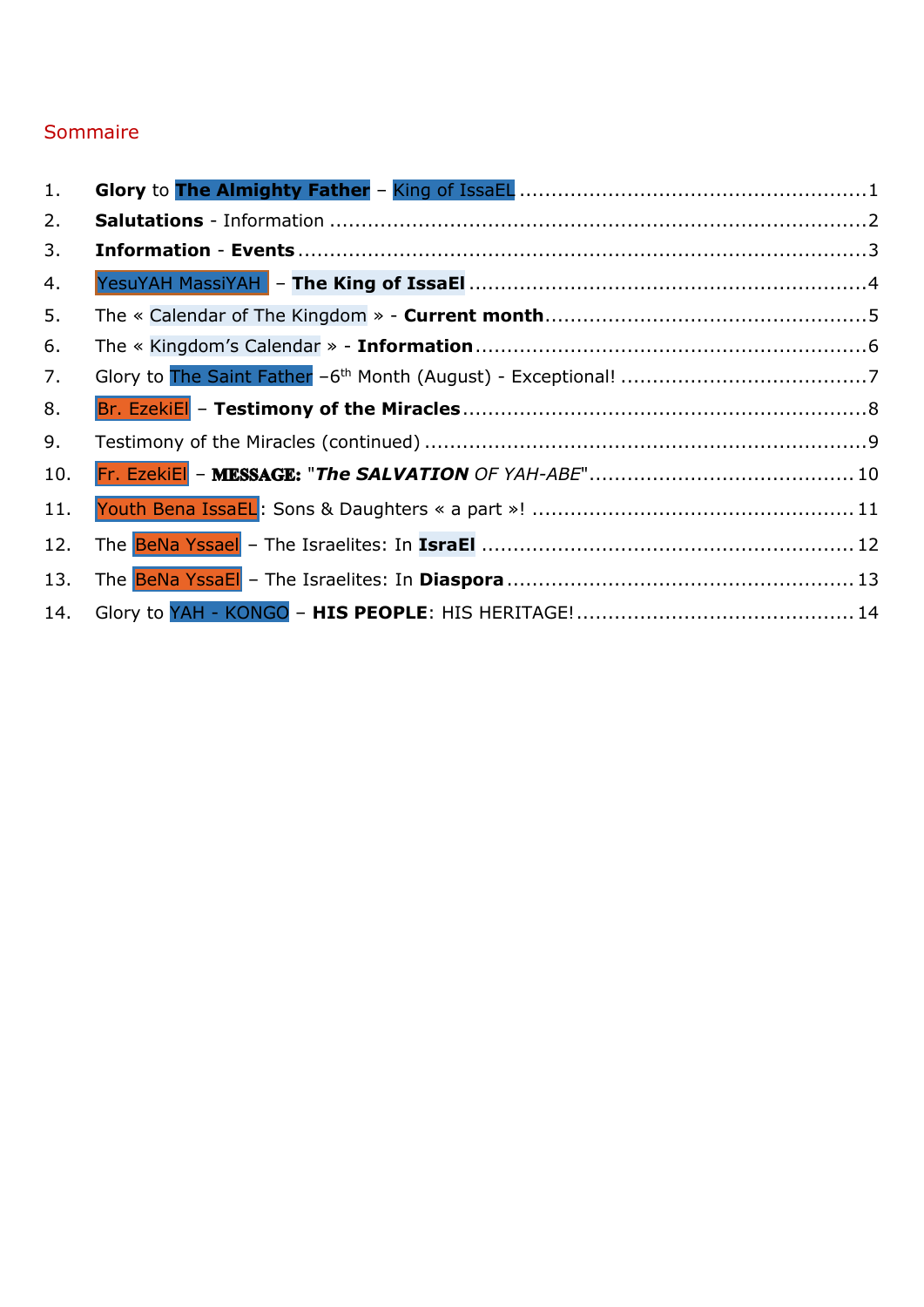# Sommaire

1. **Glory** to **The Almighty Father** – King of IssaEL ....................................................1
2. **Salutations** - Information ....................................................................................2
3. **Information** - **Events** ...........................................................................................3
4. YesuYAH MassiYAH – **The King of IssaEl** ..............................................................4
5. The « Calendar of The Kingdom » - **Current month**..................................................5
6. The « Kingdom's Calendar » - **Information** .............................................................6
7. Glory to The Saint Father –6th Month (August) - Exceptional! .......................................7
8. Br. EzekiEl – **Testimony of the Miracles** ................................................................8
9. Testimony of the Miracles (continued) .......................................................................9
10. Fr. EzekiEl – **MESSAGE:** "***The SALVATION*** *OF YAH-ABE*"........................................10
11. Youth Bena IssaEL: Sons & Daughters « a part »! ..................................................11
12. The BeNa Yssael – The Israelites: In **IsraEl** ..........................................................12
13. The BeNa YssaEl – The Israelites: In **Diaspora** ......................................................13
14. Glory to YAH - KONGO – **HIS PEOPLE**: HIS HERITAGE! ............................................14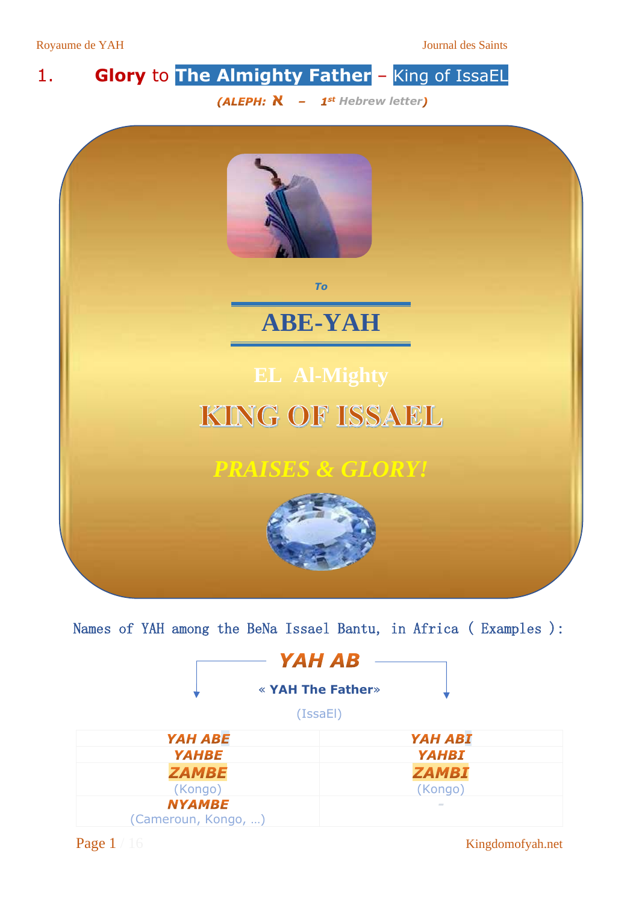# 1. **Glory** to **The Almighty Father** – King of IssaEL

*(ALEPH: א – 1st Hebrew letter)*

*To*

**ABE-YAH**

**EL Al-Mighty**

**KING OF ISSAEL**

***PRAISES & GLORY!***

Names of YAH among the BeNa Issael Bantu, in Africa ( Examples ):

***YAH AB***

« **YAH The Father**»

(IssaEl)

| | |
|---|---|
| ***YAH ABE*** | ***YAH ABI*** |
| ***YAHBE*** | ***YAHBI*** |
| ***ZAMBE*** (Kongo) | ***ZAMBI*** (Kongo) |
| ***NYAMBE*** (Cameroun, Kongo, …) | - |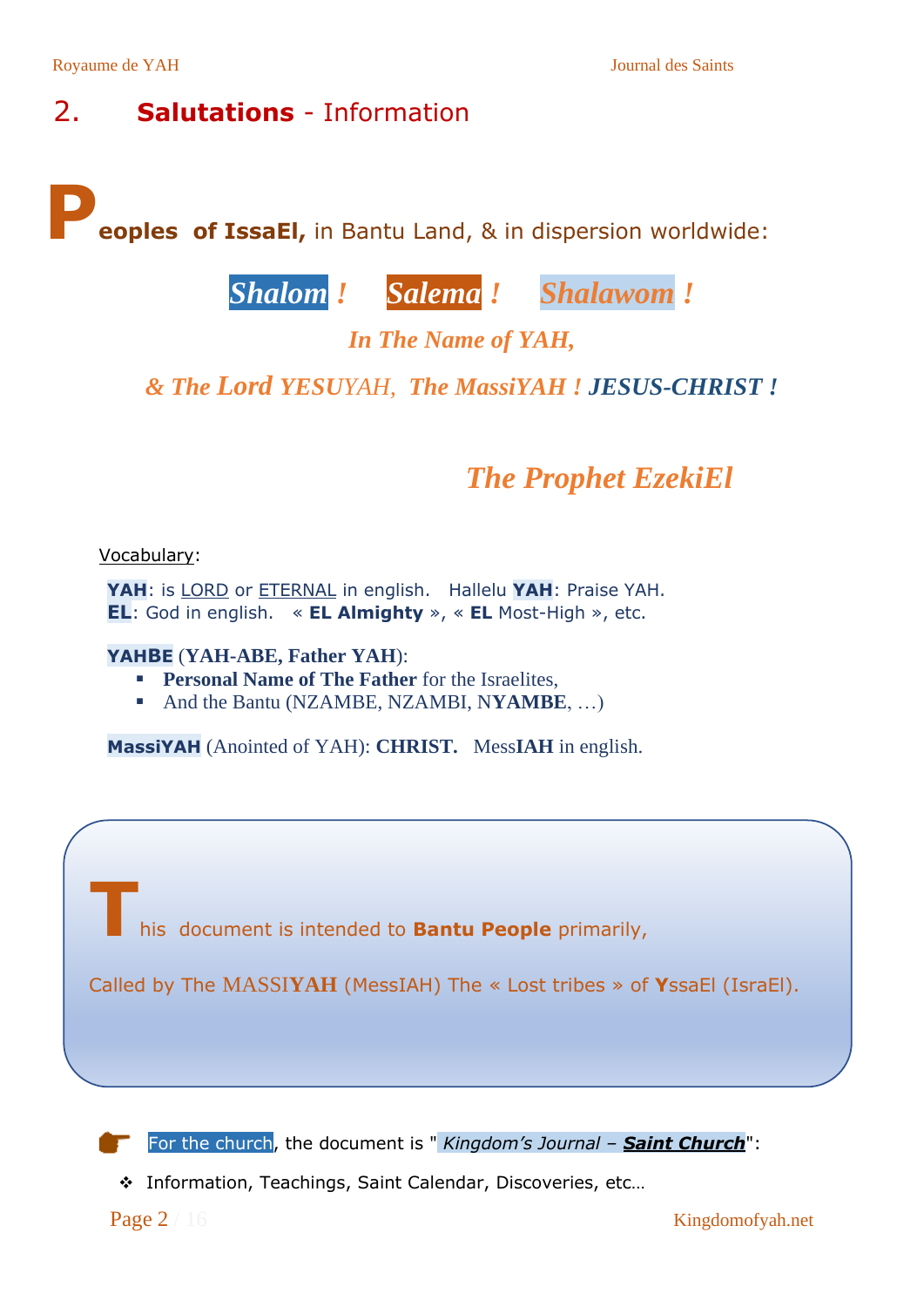## 2. **Salutations** - Information

**Peoples of IssaEl,** in Bantu Land, & in dispersion worldwide:

***Shalom !*** ***Salema !*** ***Shalawom !***

***In The Name of YAH,***

***& The Lord YESUYAH, The MassiYAH ! JESUS-CHRIST !***

***The Prophet EzekiEl***

Vocabulary:

**YAH**: is LORD or ETERNAL in english. Hallelu **YAH**: Praise YAH.
**EL**: God in english. « **EL Almighty** », « **EL** Most-High », etc.

**YAHBE** (**YAH-ABE, Father YAH**):

- **Personal Name of The Father** for the Israelites,
- And the Bantu (NZAMBE, NZAMBI, N**YAMBE**, …)

**MassiYAH** (Anointed of YAH): **CHRIST.** Mess**IAH** in english.

This document is intended to **Bantu People** primarily,

Called by The MASSI**YAH** (MessIAH) The « Lost tribes » of **Y**ssaEl (IsraEl).

For the church, the document is "*Kingdom's Journal – **Saint Church***":

- Information, Teachings, Saint Calendar, Discoveries, etc…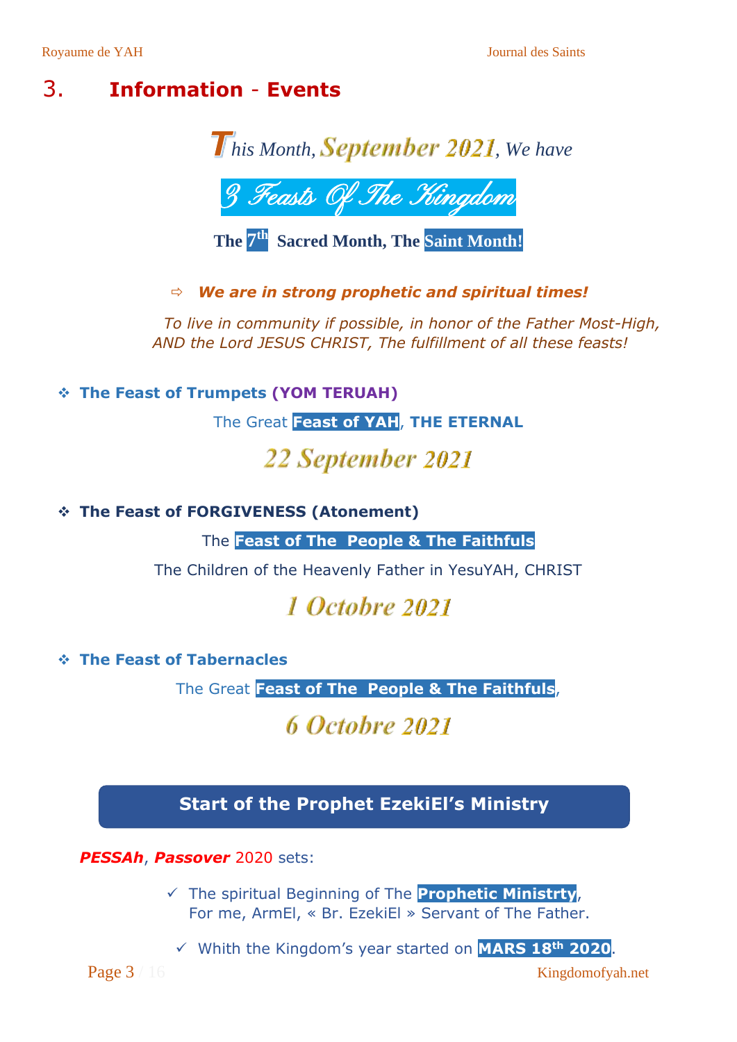## 3. Information - Events

*This Month,* ***September 2021****, We have*

**3 Feasts Of The Kingdom**

**The 7th Sacred Month, The Saint Month!**

⇨ ***We are in strong prophetic and spiritual times!***

*To live in community if possible, in honor of the Father Most-High, AND the Lord JESUS CHRIST, The fulfillment of all these feasts!*

- **The Feast of Trumpets (YOM TERUAH)**

  The Great **Feast of YAH**, **THE ETERNAL**

  ***22 September 2021***

- **The Feast of FORGIVENESS (Atonement)**

  The **Feast of The People & The Faithfuls**

  The Children of the Heavenly Father in YesuYAH, CHRIST

  ***1 Octobre 2021***

- **The Feast of Tabernacles**

  The Great **Feast of The People & The Faithfuls**,

  ***6 Octobre 2021***

**Start of the Prophet EzekiEl's Ministry**

***PESSAh***, ***Passover*** 2020 sets:

- ✓ The spiritual Beginning of The **Prophetic Ministrty**,
  For me, ArmEl, « Br. EzekiEl » Servant of The Father.
- ✓ Whith the Kingdom's year started on **MARS 18th 2020**.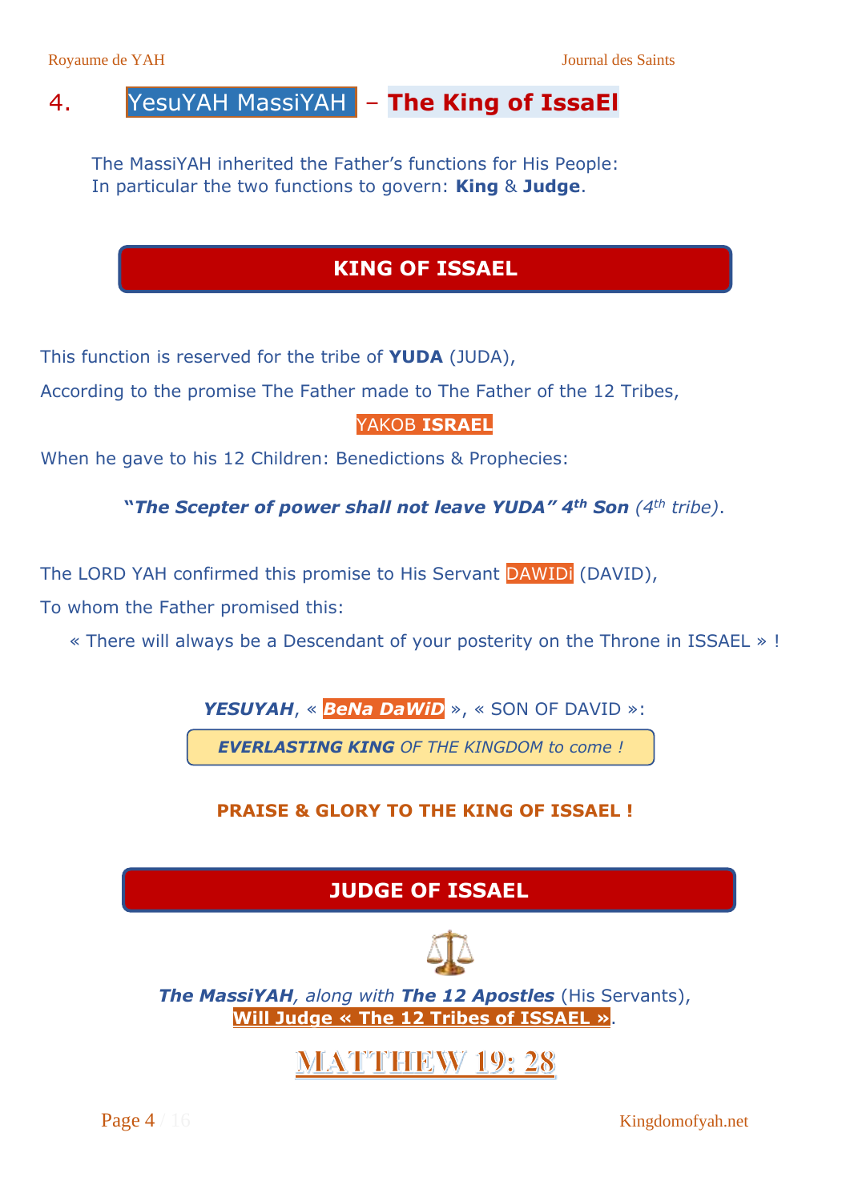## 4. YesuYAH MassiYAH – The King of IssaEl

The MassiYAH inherited the Father's functions for His People:
In particular the two functions to govern: **King** & **Judge**.

### KING OF ISSAEL

This function is reserved for the tribe of **YUDA** (JUDA),

According to the promise The Father made to The Father of the 12 Tribes,

YAKOB **ISRAEL**

When he gave to his 12 Children: Benedictions & Prophecies:

***"The Scepter of power shall not leave YUDA" 4th Son*** *(4th tribe)*.

The LORD YAH confirmed this promise to His Servant DAWIDi (DAVID),

To whom the Father promised this:

« There will always be a Descendant of your posterity on the Throne in ISSAEL » !

***YESUYAH***, « ***BeNa DaWiD*** », « SON OF DAVID »:

***EVERLASTING KING*** *OF THE KINGDOM to come !*

**PRAISE & GLORY TO THE KING OF ISSAEL !**

### JUDGE OF ISSAEL

***The MassiYAH****, along with* ***The 12 Apostles*** (His Servants),
**Will Judge « The 12 Tribes of ISSAEL »**.

**MATTHEW 19: 28**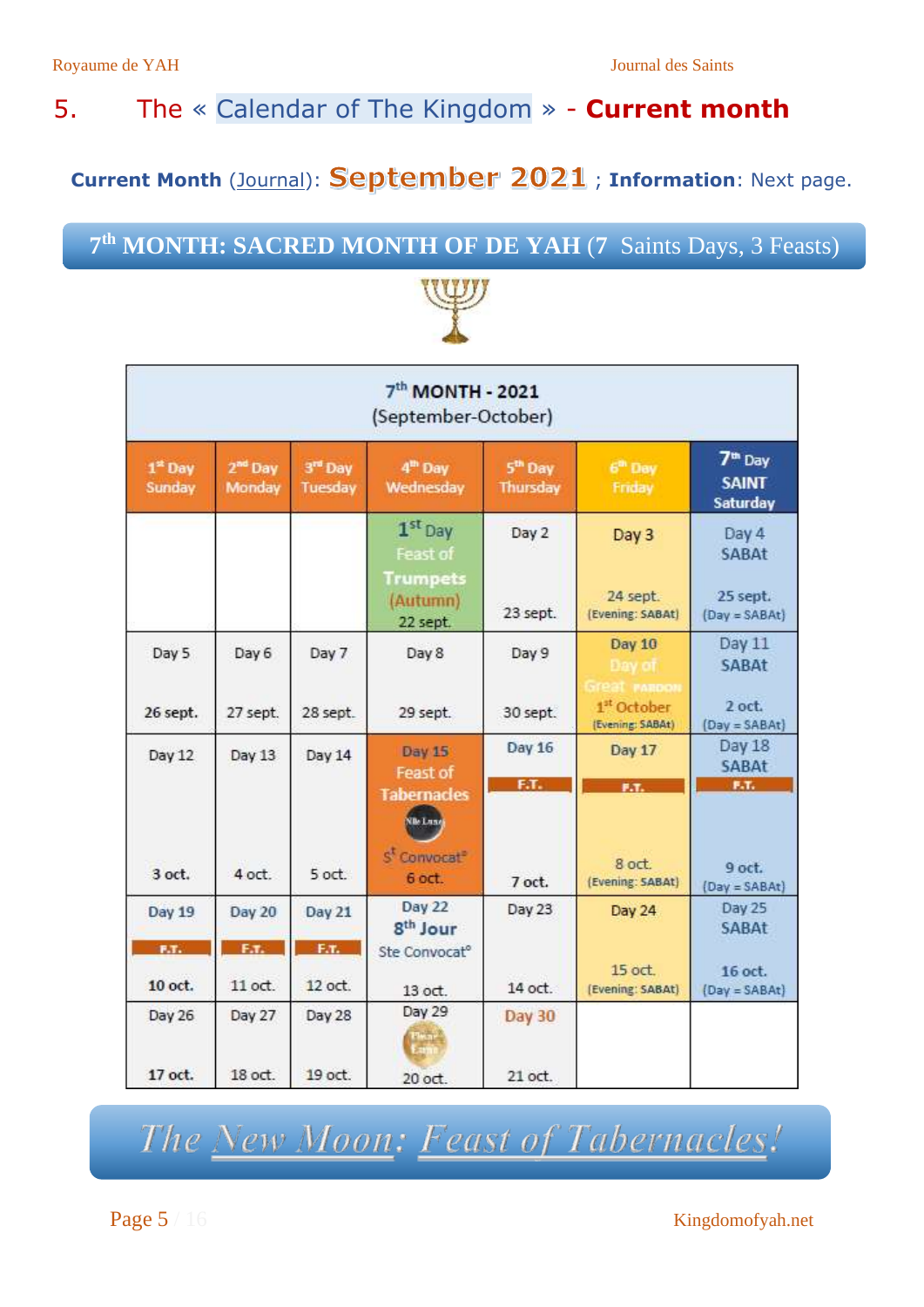## 5. The « Calendar of The Kingdom » - **Current month**

**Current Month** (Journal): **September 2021** ; **Information**: Next page.

### 7th MONTH: SACRED MONTH OF DE YAH (7 Saints Days, 3 Feasts)

| 7th MONTH - 2021 (September-October) | | | | | | |
|---|---|---|---|---|---|---|
| 1st Day Sunday | 2nd Day Monday | 3rd Day Tuesday | 4th Day Wednesday | 5th Day Thursday | 6th Day Friday | 7th Day SAINT Saturday |
| | | | 1st Day Feast of Trumpets (Autumn) 22 sept. | Day 2 23 sept. | Day 3 24 sept. (Evening: SABAt) | Day 4 SABAt 25 sept. (Day = SABAt) |
| Day 5 26 sept. | Day 6 27 sept. | Day 7 28 sept. | Day 8 29 sept. | Day 9 30 sept. | Day 10 Day of Great PARDON 1st October (Evening: SABAt) | Day 11 SABAt 2 oct. (Day = SABAt) |
| Day 12 3 oct. | Day 13 4 oct. | Day 14 5 oct. | Day 15 Feast of Tabernacles Nlle Lune 1st Convocat° 6 oct. | Day 16 F.T. 7 oct. | Day 17 F.T. 8 oct. (Evening: SABAt) | Day 18 SABAt F.T. 9 oct. (Day = SABAt) |
| Day 19 F.T. 10 oct. | Day 20 F.T. 11 oct. | Day 21 F.T. 12 oct. | Day 22 8th Jour Ste Convocat° 13 oct. | Day 23 14 oct. | Day 24 15 oct. (Evening: SABAt) | Day 25 SABAt 16 oct. (Day = SABAt) |
| Day 26 17 oct. | Day 27 18 oct. | Day 28 19 oct. | Day 29 Pleine Lune 20 oct. | Day 30 21 oct. | | |

*The New Moon: Feast of Tabernacles!*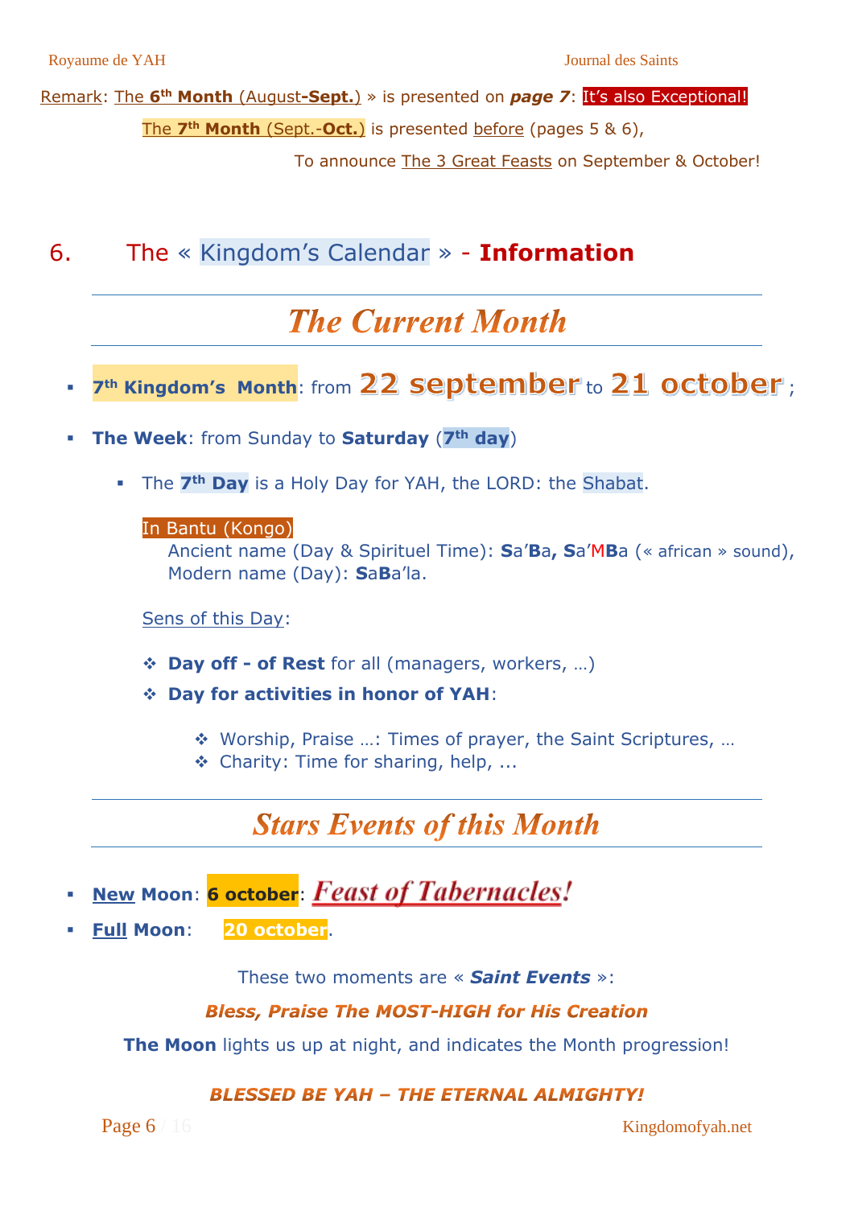Remark: The 6th Month (August-**Sept.**) » is presented on ***page 7***: It's also Exceptional!

The **7th Month** (Sept.-**Oct.**) is presented before (pages 5 & 6),

To announce The 3 Great Feasts on September & October!

## 6. The « Kingdom's Calendar » - **Information**

## *The Current Month*

- **7th Kingdom's Month**: from **22 september** to **21 october**;
- **The Week**: from Sunday to **Saturday** (**7th day**)
  - The **7th Day** is a Holy Day for YAH, the LORD: the Shabat.

    In Bantu (Kongo)

    Ancient name (Day & Spirituel Time): **S**a'**B**a, **S**a'M**B**a (« african » sound),
    Modern name (Day): **S**a**B**a'la.

    Sens of this Day:

    - **Day off - of Rest** for all (managers, workers, …)
    - **Day for activities in honor of YAH**:
      - Worship, Praise …: Times of prayer, the Saint Scriptures, …
      - Charity: Time for sharing, help, ...

## *Stars Events of this Month*

- **New Moon**: **6 october**: ***Feast of Tabernacles!***
- **Full Moon**: **20 october**.

These two moments are « ***Saint Events*** »:

***Bless, Praise The MOST-HIGH for His Creation***

**The Moon** lights us up at night, and indicates the Month progression!

***BLESSED BE YAH – THE ETERNAL ALMIGHTY!***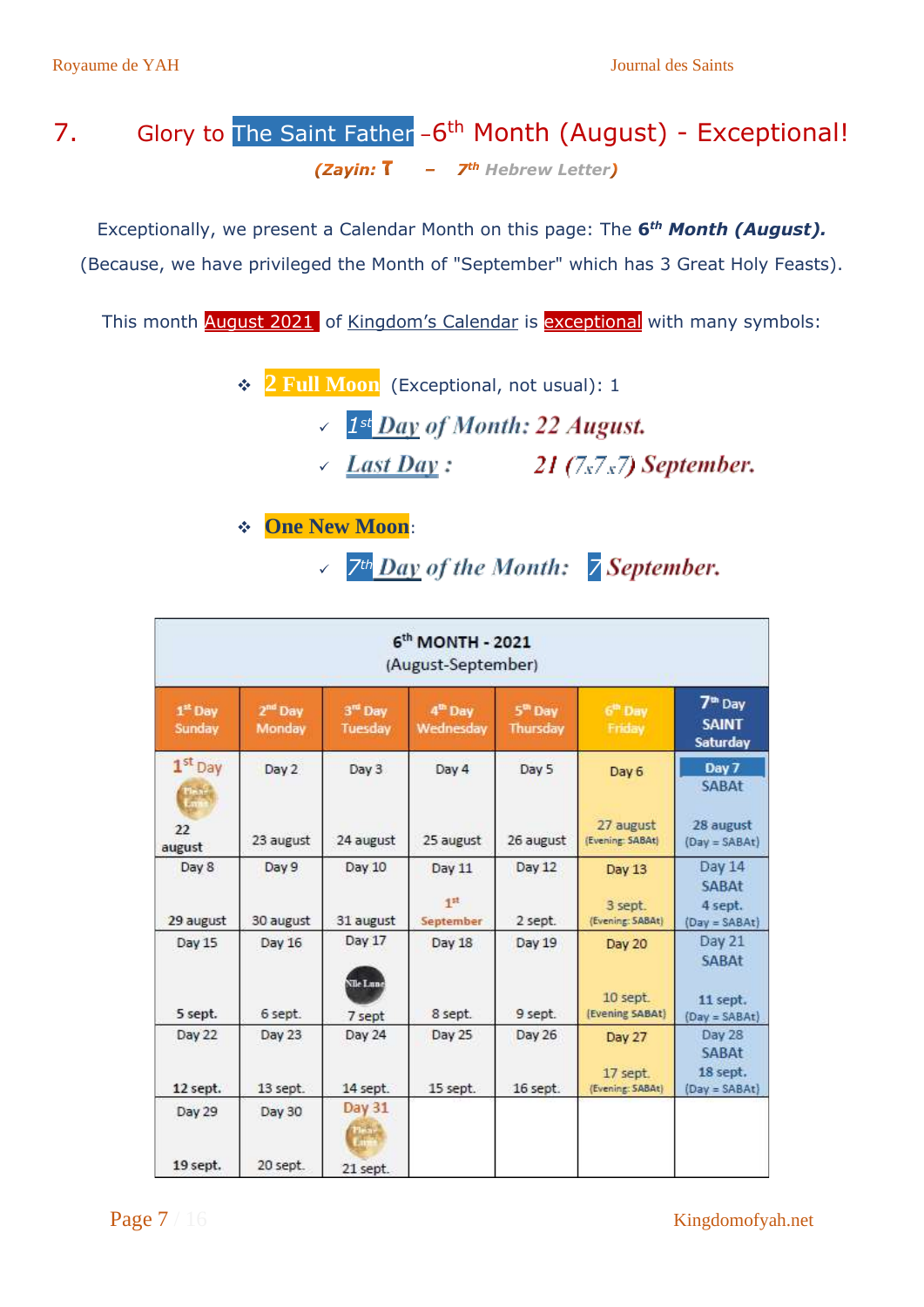# 7. Glory to The Saint Father –6th Month (August) - Exceptional!

***(Zayin: ד – 7th Hebrew Letter)***

Exceptionally, we present a Calendar Month on this page: The **6th** ***Month (August).***
(Because, we have privileged the Month of "September" which has 3 Great Holy Feasts).

This month August 2021 of Kingdom's Calendar is exceptional with many symbols:

- **2 Full Moon** (Exceptional, not usual): 1
  - ✓ *1st Day of Month: 22 August.*
  - ✓ *Last Day : 21 (7x7x7) September.*

- **One New Moon**:
  - ✓ *7th Day of the Month: 7 September.*

| 6th MONTH - 2021 (August-September) | | | | | | |
|---|---|---|---|---|---|---|
| 1st Day Sunday | 2nd Day Monday | 3rd Day Tuesday | 4th Day Wednesday | 5th Day Thursday | 6th Day Friday | 7th Day SAINT Saturday |
| 1st Day (Pleine Lune) 22 august | Day 2 23 august | Day 3 24 august | Day 4 25 august | Day 5 26 august | Day 6 27 august (Evening: SABAt) | Day 7 SABAt 28 august (Day = SABAt) |
| Day 8 29 august | Day 9 30 august | Day 10 31 august | Day 11 1st September | Day 12 2 sept. | Day 13 3 sept. (Evening: SABAt) | Day 14 SABAt 4 sept. (Day = SABAt) |
| Day 15 5 sept. | Day 16 6 sept. | Day 17 (Nlle Lune) 7 sept | Day 18 8 sept. | Day 19 9 sept. | Day 20 10 sept. (Evening SABAt) | Day 21 SABAt 11 sept. (Day = SABAt) |
| Day 22 12 sept. | Day 23 13 sept. | Day 24 14 sept. | Day 25 15 sept. | Day 26 16 sept. | Day 27 17 sept. (Evening: SABAt) | Day 28 SABAt 18 sept. (Day = SABAt) |
| Day 29 19 sept. | Day 30 20 sept. | Day 31 (Pleine Lune) 21 sept. | | | | |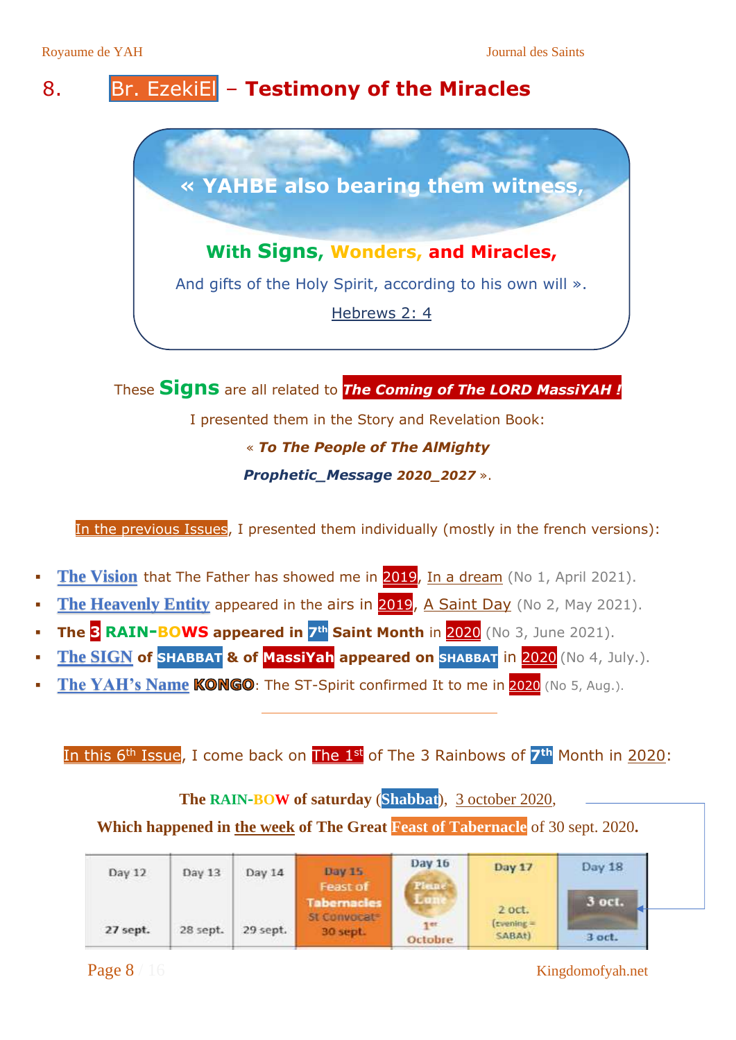# 8. Br. EzekiEl – Testimony of the Miracles

« YAHBE also bearing them witness,

**With Signs, Wonders, and Miracles,**

And gifts of the Holy Spirit, according to his own will ».

Hebrews 2: 4

These **Signs** are all related to ***The Coming of The LORD MassiYAH !***

I presented them in the Story and Revelation Book:

« ***To The People of The AlMighty***

***Prophetic_Message 2020_2027*** ».

In the previous Issues, I presented them individually (mostly in the french versions):

- **The Vision** that The Father has showed me in 2019, In a dream (No 1, April 2021).
- **The Heavenly Entity** appeared in the airs in 2019, A Saint Day (No 2, May 2021).
- **The 3 RAIN-BOWS appeared in 7th Saint Month** in 2020 (No 3, June 2021).
- **The SIGN of SHABBAT & of MassiYah appeared on SHABBAT** in 2020 (No 4, July.).
- **The YAH's Name KONGO**: The ST-Spirit confirmed It to me in 2020 (No 5, Aug.).

---

In this 6th Issue, I come back on The 1st of The 3 Rainbows of 7th Month in 2020:

**The RAIN-BOW of saturday (Shabbat), 3 october 2020,**

**Which happened in the week of The Great Feast of Tabernacle of 30 sept. 2020.**

| Day 12 | Day 13 | Day 14 | Day 15 Feast of Tabernacles St Convocat° | Day 16 Pleine Lune | Day 17 | Day 18 |
|---|---|---|---|---|---|---|
| 27 sept. | 28 sept. | 29 sept. | 30 sept. | 1er Octobre | 2 oct. (Evening = SABAt) | 3 oct. |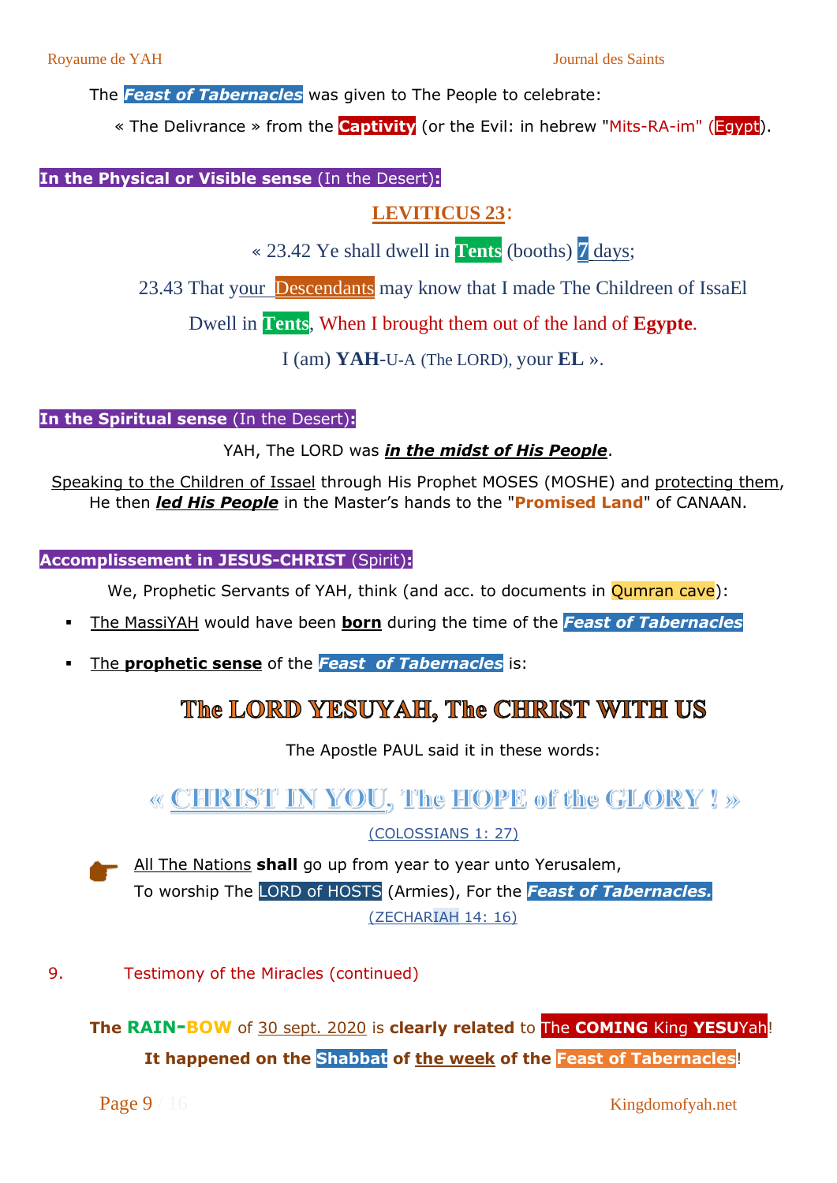The ***Feast of Tabernacles*** was given to The People to celebrate:

« The Delivrance » from the **Captivity** (or the Evil: in hebrew "Mits-RA-im" (Egypt).

**In the Physical or Visible sense** (In the Desert)**:**

## LEVITICUS 23:

« 23.42 Ye shall dwell in **Tents** (booths) 7 days;

23.43 That your Descendants may know that I made The Childreen of IssaEl

Dwell in **Tents**, When I brought them out of the land of **Egypte**.

I (am) **YAH**-U-A (The LORD), your **EL** ».

**In the Spiritual sense** (In the Desert)**:**

YAH, The LORD was ***in the midst of His People***.

Speaking to the Children of Issael through His Prophet MOSES (MOSHE) and protecting them, He then ***led His People*** in the Master's hands to the "**Promised Land**" of CANAAN.

**Accomplissement in JESUS-CHRIST** (Spirit)**:**

We, Prophetic Servants of YAH, think (and acc. to documents in Qumran cave):

- The MassiYAH would have been **born** during the time of the ***Feast of Tabernacles***
- The **prophetic sense** of the ***Feast of Tabernacles*** is:

## The LORD YESUYAH, The CHRIST WITH US

The Apostle PAUL said it in these words:

### « CHRIST IN YOU, The HOPE of the GLORY ! »

(COLOSSIANS 1: 27)

All The Nations **shall** go up from year to year unto Yerusalem,
To worship The LORD of HOSTS (Armies), For the ***Feast of Tabernacles.***

(ZECHARIAH 14: 16)

9. Testimony of the Miracles (continued)

**The RAIN-BOW** of 30 sept. 2020 is **clearly related** to The **COMING** King **YESU**Yah!

**It happened on the Shabbat of the week of the Feast of Tabernacles!**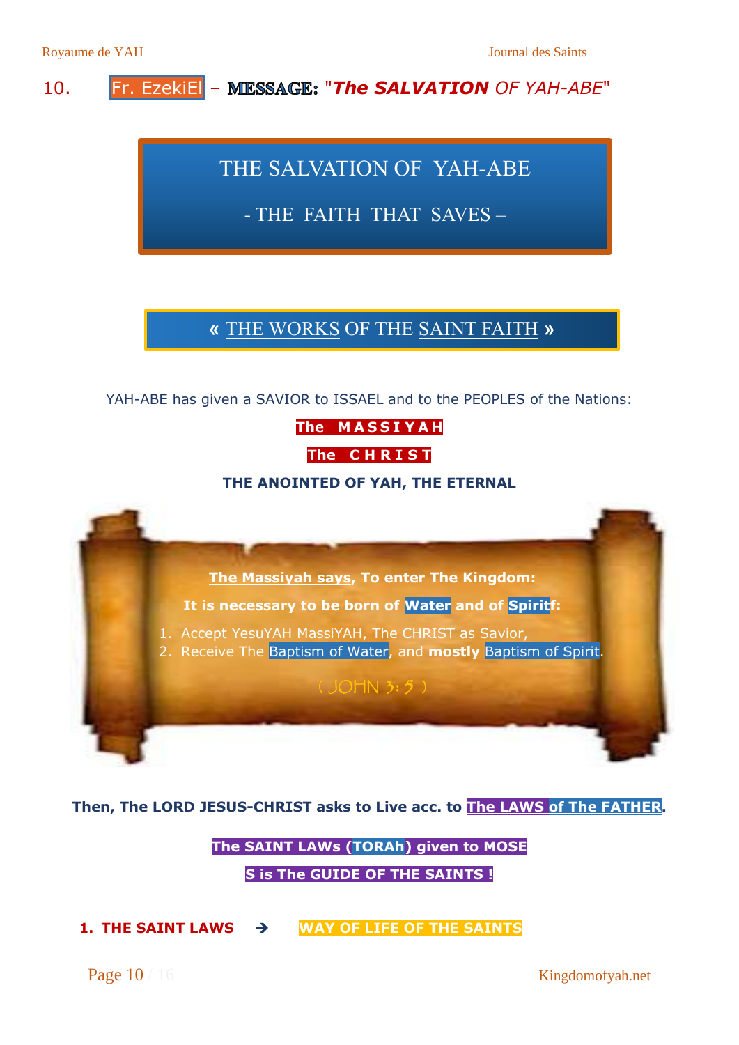10. Fr. EzekiEl – **MESSAGE:** "***The SALVATION** OF YAH-ABE*"

# THE SALVATION OF YAH-ABE

## - THE FAITH THAT SAVES –

## « THE WORKS OF THE SAINT FAITH »

YAH-ABE has given a SAVIOR to ISSAEL and to the PEOPLES of the Nations:

**The M A S S I Y A H**

**The C H R I S T**

**THE ANOINTED OF YAH, THE ETERNAL**

**The Massiyah says, To enter The Kingdom:**

**It is necessary to be born of Water and of Spiritf:**

1. Accept YesuYAH MassiYAH, The CHRIST as Savior,
2. Receive The Baptism of Water, and **mostly** Baptism of Spirit.

( JOHN 3: 5 )

**Then, The LORD JESUS-CHRIST asks to Live acc. to The LAWS of The FATHER.**

**The SAINT LAWs (TORAh) given to MOSES is The GUIDE OF THE SAINTS !**

**1. THE SAINT LAWS ➔ WAY OF LIFE OF THE SAINTS**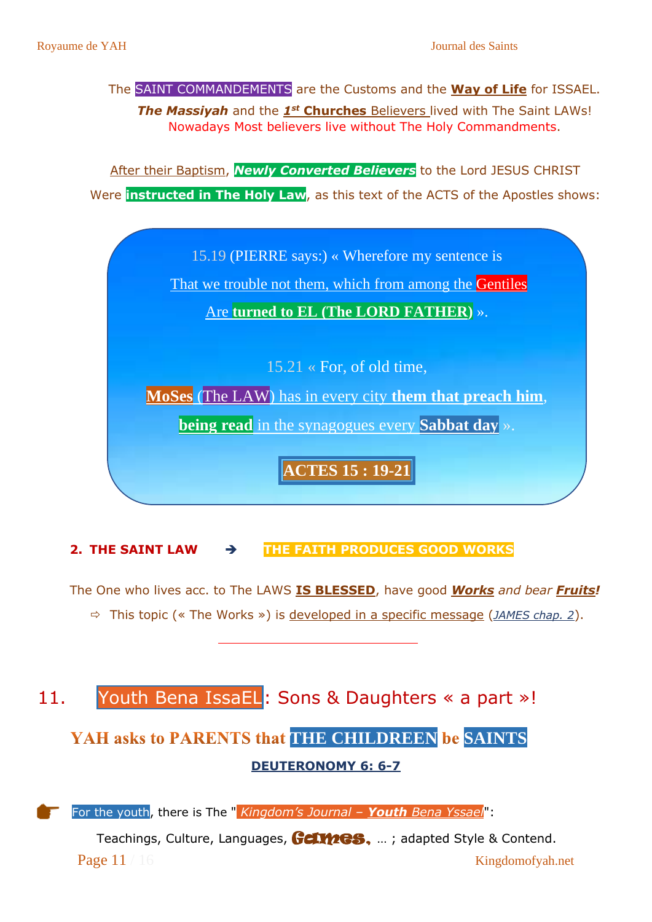The SAINT COMMANDEMENTS are the Customs and the **Way of Life** for ISSAEL.

***The Massiyah*** and the ***1st* Churches** Believers lived with The Saint LAWs!

Nowadays Most believers live without The Holy Commandments.

After their Baptism, ***Newly Converted Believers*** to the Lord JESUS CHRIST Were **instructed in The Holy Law**, as this text of the ACTS of the Apostles shows:

> 15.19 (PIERRE says:) « Wherefore my sentence is
>
> That we trouble not them, which from among the Gentiles
>
> Are **turned to EL (The LORD FATHER)** ».
>
> 15.21 « For, of old time,
>
> **MoSes** (The LAW) has in every city **them that preach him**,
>
> **being read** in the synagogues every **Sabbat day** ».
>
> **ACTES 15 : 19-21**

**2. THE SAINT LAW ➔ THE FAITH PRODUCES GOOD WORKS**

The One who lives acc. to The LAWS **IS BLESSED**, have good ***Works*** *and bear* ***Fruits!***

⇨ This topic (« The Works ») is developed in a specific message (*JAMES chap. 2*).

---

## 11. Youth Bena IssaEL: Sons & Daughters « a part »!

### YAH asks to PARENTS that THE CHILDREEN be SAINTS

**DEUTERONOMY 6: 6-7**

👉 For the youth, there is The "*Kingdom's Journal – **Youth** Bena Yssael*":

Teachings, Culture, Languages, **Games**, … ; adapted Style & Contend.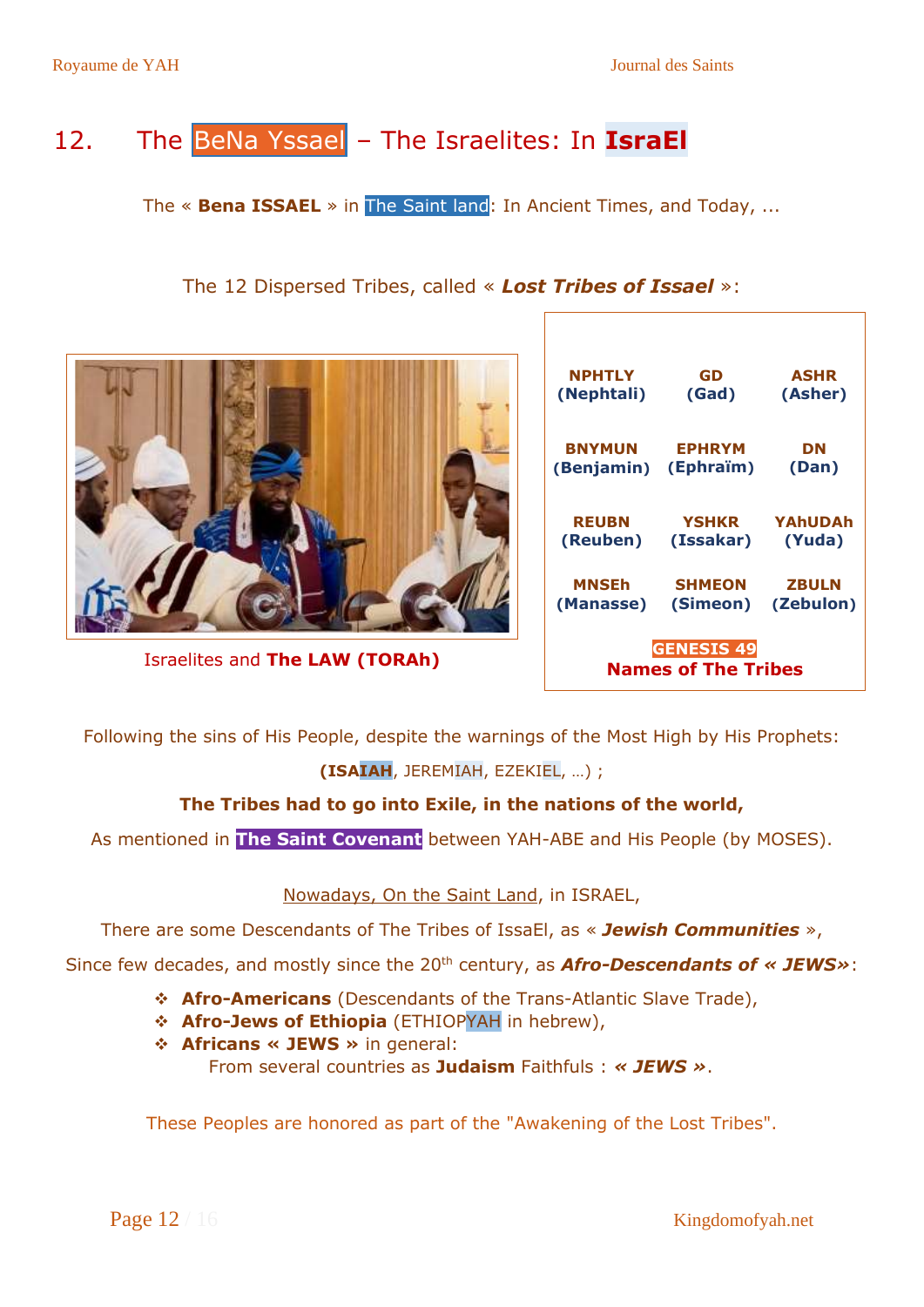## 12. The BeNa Yssael – The Israelites: In **IsraEl**

The « **Bena ISSAEL** » in The Saint land: In Ancient Times, and Today, ...

The 12 Dispersed Tribes, called « ***Lost Tribes of Issael*** »:

Israelites and **The LAW (TORAh)**

| | | |
|---|---|---|
| **NPHTLY** (Nephtali) | **GD** (Gad) | **ASHR** (Asher) |
| **BNYMUN** (Benjamin) | **EPHRYM** (Ephraïm) | **DN** (Dan) |
| **REUBN** (Reuben) | **YSHKR** (Issakar) | **YAhUDAh** (Yuda) |
| **MNSEh** (Manasse) | **SHMEON** (Simeon) | **ZBULN** (Zebulon) |

**GENESIS 49**
**Names of The Tribes**

Following the sins of His People, despite the warnings of the Most High by His Prophets:

(**ISAIAH**, JEREMIAH, EZEKIEL, …) ;

**The Tribes had to go into Exile, in the nations of the world,**

As mentioned in **The Saint Covenant** between YAH-ABE and His People (by MOSES).

Nowadays, On the Saint Land, in ISRAEL,

There are some Descendants of The Tribes of IssaEl, as « ***Jewish Communities*** »,

Since few decades, and mostly since the 20th century, as ***Afro-Descendants of « JEWS»***:

- **Afro-Americans** (Descendants of the Trans-Atlantic Slave Trade),
- **Afro-Jews of Ethiopia** (ETHIOPYAH in hebrew),
- **Africans « JEWS »** in general:
  From several countries as **Judaism** Faithfuls : ***« JEWS »***.

These Peoples are honored as part of the "Awakening of the Lost Tribes".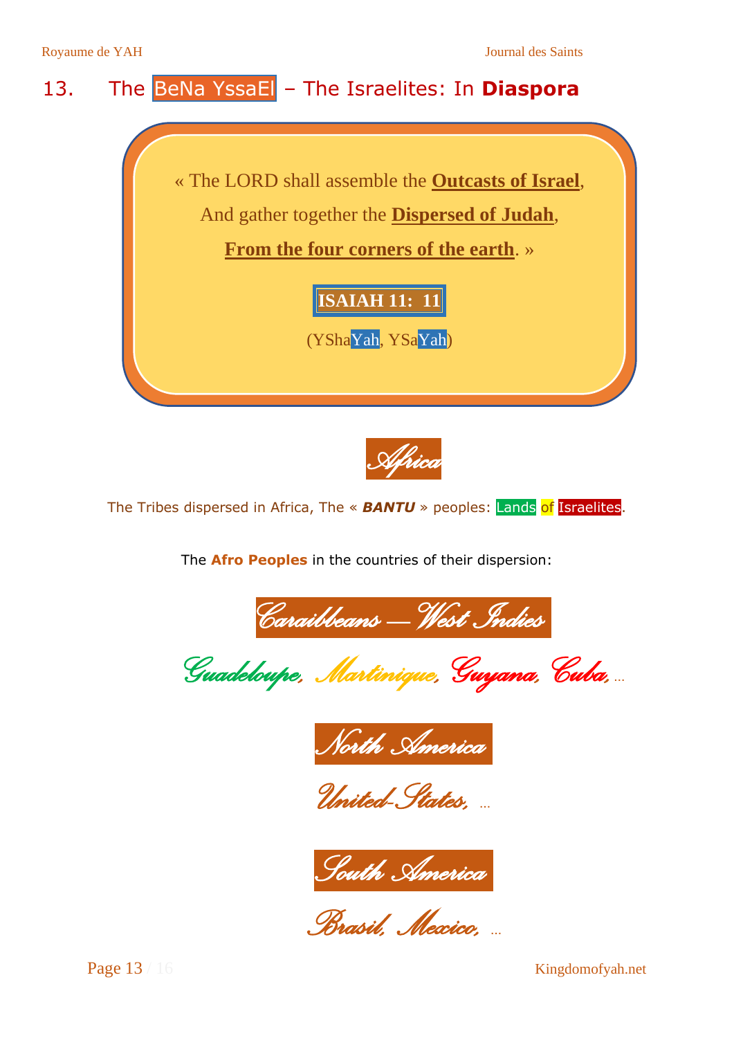## 13. The BeNa YssaEl – The Israelites: In **Diaspora**

> « The LORD shall assemble the **Outcasts of Israel**,
> And gather together the **Dispersed of Judah**,
> **From the four corners of the earth**. »
>
> **ISAIAH 11: 11**
>
> (YShaYah, YSaYah)

***Africa***

The Tribes dispersed in Africa, The « ***BANTU*** » peoples: Lands of Israelites.

The **Afro Peoples** in the countries of their dispersion:

***Caraibbeans – West Indies***

*Guadeloupe, Martinique, Guyana, Cuba, …*

***North America***

*United-States, …*

***South America***

*Brasil, Mexico, …*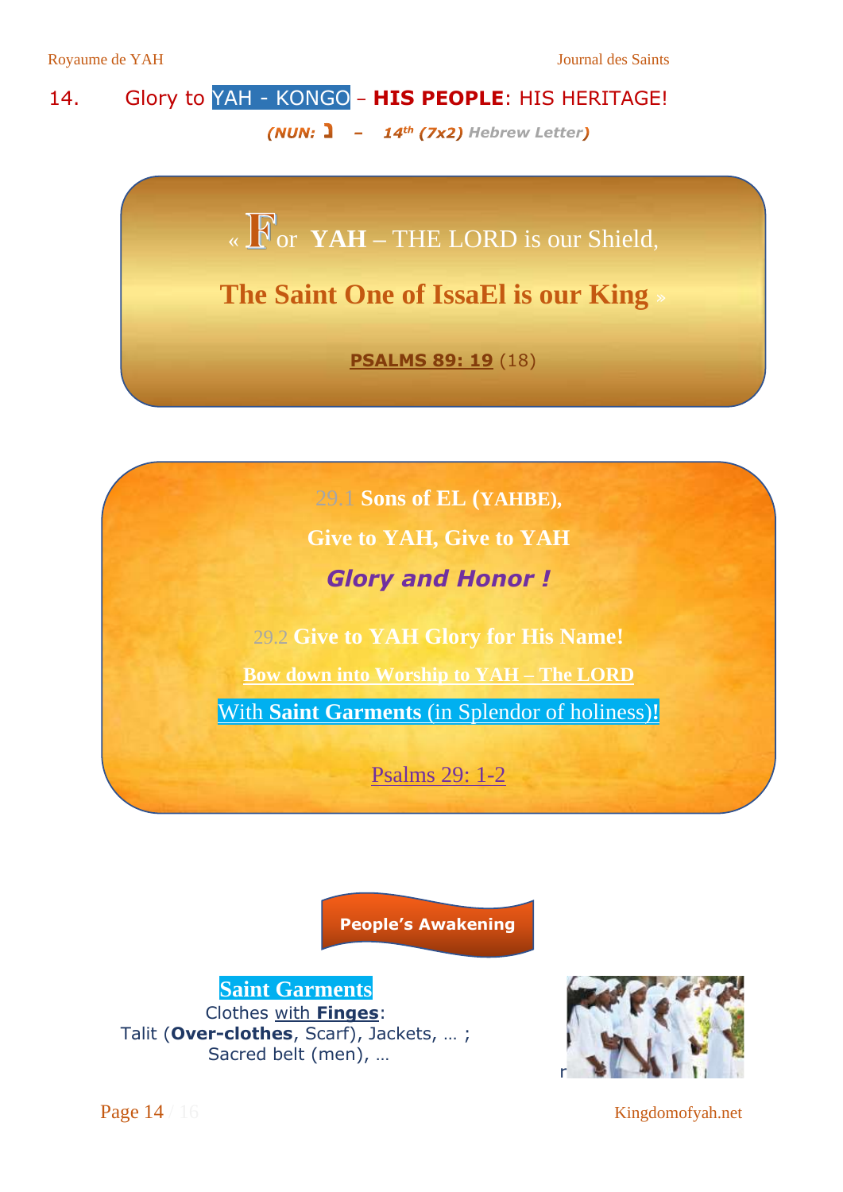## 14. Glory to YAH - KONGO – **HIS PEOPLE**: HIS HERITAGE!

***(NUN: נ – 14th (7x2) Hebrew Letter)***

« For **YAH** – THE LORD is our Shield,

**The Saint One of IssaEl is our King** »

**PSALMS 89: 19** (18)

29.1 **Sons of EL (YAHBE),**

**Give to YAH, Give to YAH**

***Glory and Honor !***

29.2 **Give to YAH Glory for His Name!**

**Bow down into Worship to YAH – The LORD**

With **Saint Garments** (in Splendor of holiness)**!**

Psalms 29: 1-2

**People's Awakening**

**Saint Garments**

Clothes with **Finges**:

Talit (**Over-clothes**, Scarf), Jackets, … ;

Sacred belt (men), …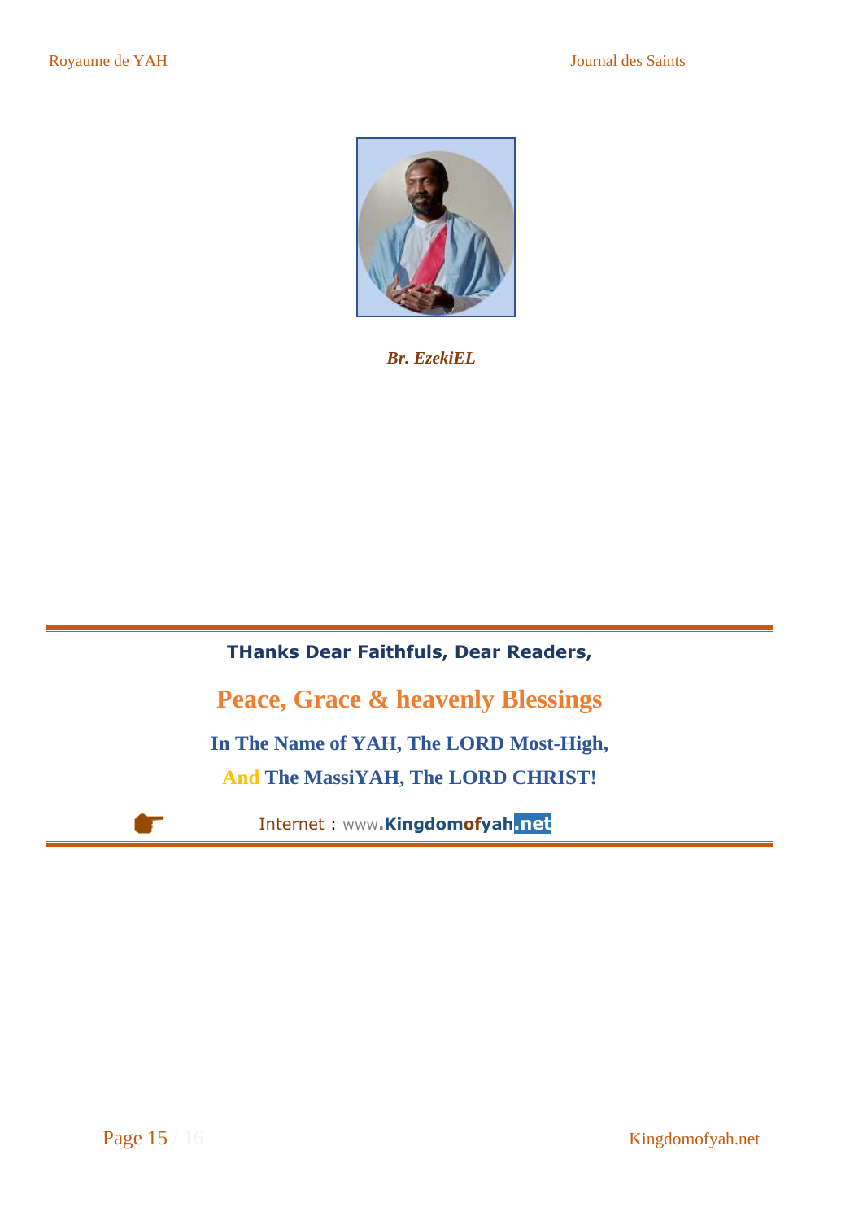*Br. EzekiEL*

---

**THanks Dear Faithfuls, Dear Readers,**

**Peace, Grace & heavenly Blessings**

**In The Name of YAH, The LORD Most-High,**

**And The MassiYAH, The LORD CHRIST!**

Internet : www.**Kingdomofyah.net**

---